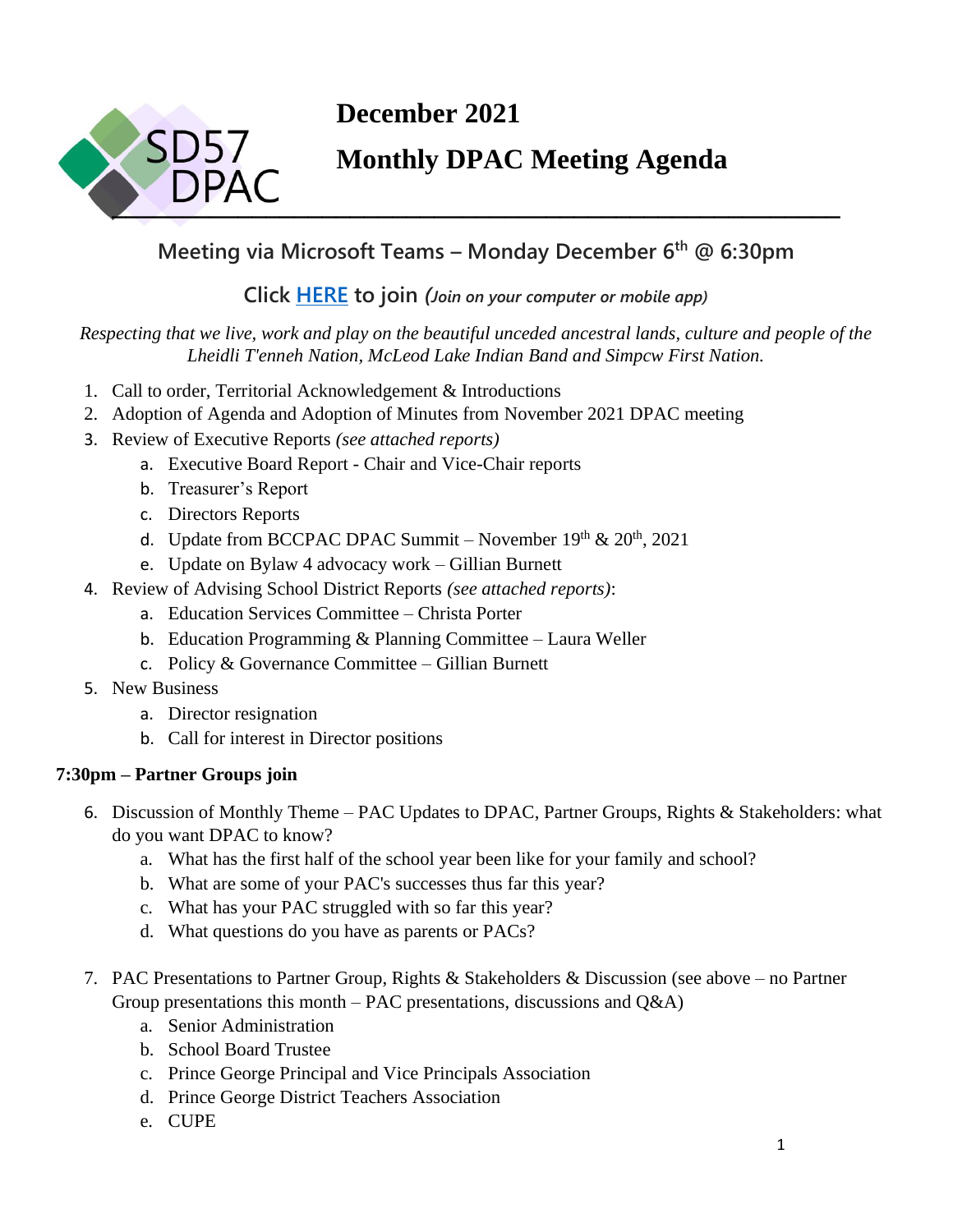# December 2021

# Monthly DPAC Meeting Agenda

## Meeting via Microsoft Teams – Monday December 6th @ 6:30pm

### Click HERE to join *(Join on your computer or mobile app)*

*Respecting that we live, work and play on the beautiful unceded ancestral lands, culture and people of the Lheidli T'enneh Nation, McLeod Lake Indian Band and Simpcw First Nation.*

1. Call to order, Territorial Acknowledgement & Introductions
2. Adoption of Agenda and Adoption of Minutes from November 2021 DPAC meeting
3. Review of Executive Reports *(see attached reports)*
   a. Executive Board Report - Chair and Vice-Chair reports
   b. Treasurer's Report
   c. Directors Reports
   d. Update from BCCPAC DPAC Summit – November 19th & 20th, 2021
   e. Update on Bylaw 4 advocacy work – Gillian Burnett
4. Review of Advising School District Reports *(see attached reports)*:
   a. Education Services Committee – Christa Porter
   b. Education Programming & Planning Committee – Laura Weller
   c. Policy & Governance Committee – Gillian Burnett
5. New Business
   a. Director resignation
   b. Call for interest in Director positions

**7:30pm – Partner Groups join**

6. Discussion of Monthly Theme – PAC Updates to DPAC, Partner Groups, Rights & Stakeholders: what do you want DPAC to know?
   a. What has the first half of the school year been like for your family and school?
   b. What are some of your PAC's successes thus far this year?
   c. What has your PAC struggled with so far this year?
   d. What questions do you have as parents or PACs?

7. PAC Presentations to Partner Group, Rights & Stakeholders & Discussion (see above – no Partner Group presentations this month – PAC presentations, discussions and Q&A)
   a. Senior Administration
   b. School Board Trustee
   c. Prince George Principal and Vice Principals Association
   d. Prince George District Teachers Association
   e. CUPE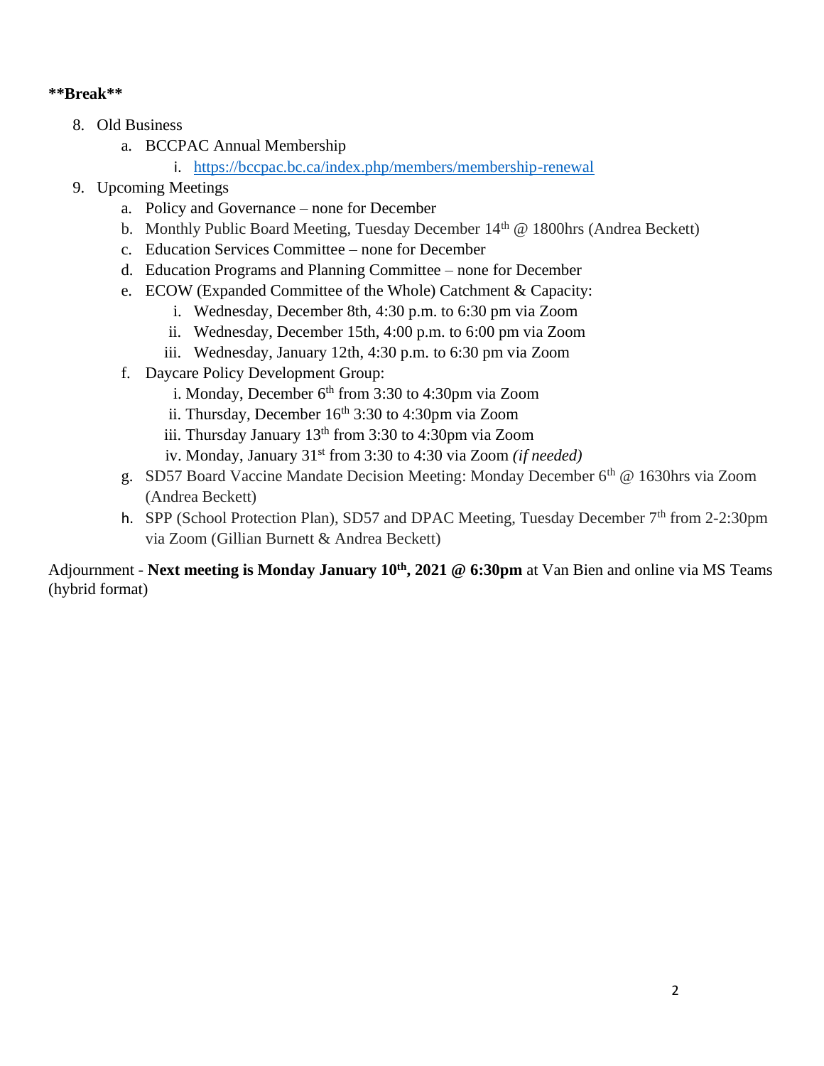**Break**

8. Old Business
    a. BCCPAC Annual Membership
        i. https://bccpac.bc.ca/index.php/members/membership-renewal
9. Upcoming Meetings
    a. Policy and Governance – none for December
    b. Monthly Public Board Meeting, Tuesday December 14th @ 1800hrs (Andrea Beckett)
    c. Education Services Committee – none for December
    d. Education Programs and Planning Committee – none for December
    e. ECOW (Expanded Committee of the Whole) Catchment & Capacity:
        i. Wednesday, December 8th, 4:30 p.m. to 6:30 pm via Zoom
        ii. Wednesday, December 15th, 4:00 p.m. to 6:00 pm via Zoom
        iii. Wednesday, January 12th, 4:30 p.m. to 6:30 pm via Zoom
    f. Daycare Policy Development Group:
        i. Monday, December 6th from 3:30 to 4:30pm via Zoom
        ii. Thursday, December 16th 3:30 to 4:30pm via Zoom
        iii. Thursday January 13th from 3:30 to 4:30pm via Zoom
        iv. Monday, January 31st from 3:30 to 4:30 via Zoom *(if needed)*
    g. SD57 Board Vaccine Mandate Decision Meeting: Monday December 6th @ 1630hrs via Zoom (Andrea Beckett)
    h. SPP (School Protection Plan), SD57 and DPAC Meeting, Tuesday December 7th from 2-2:30pm via Zoom (Gillian Burnett & Andrea Beckett)

Adjournment - **Next meeting is Monday January 10th, 2021 @ 6:30pm** at Van Bien and online via MS Teams (hybrid format)